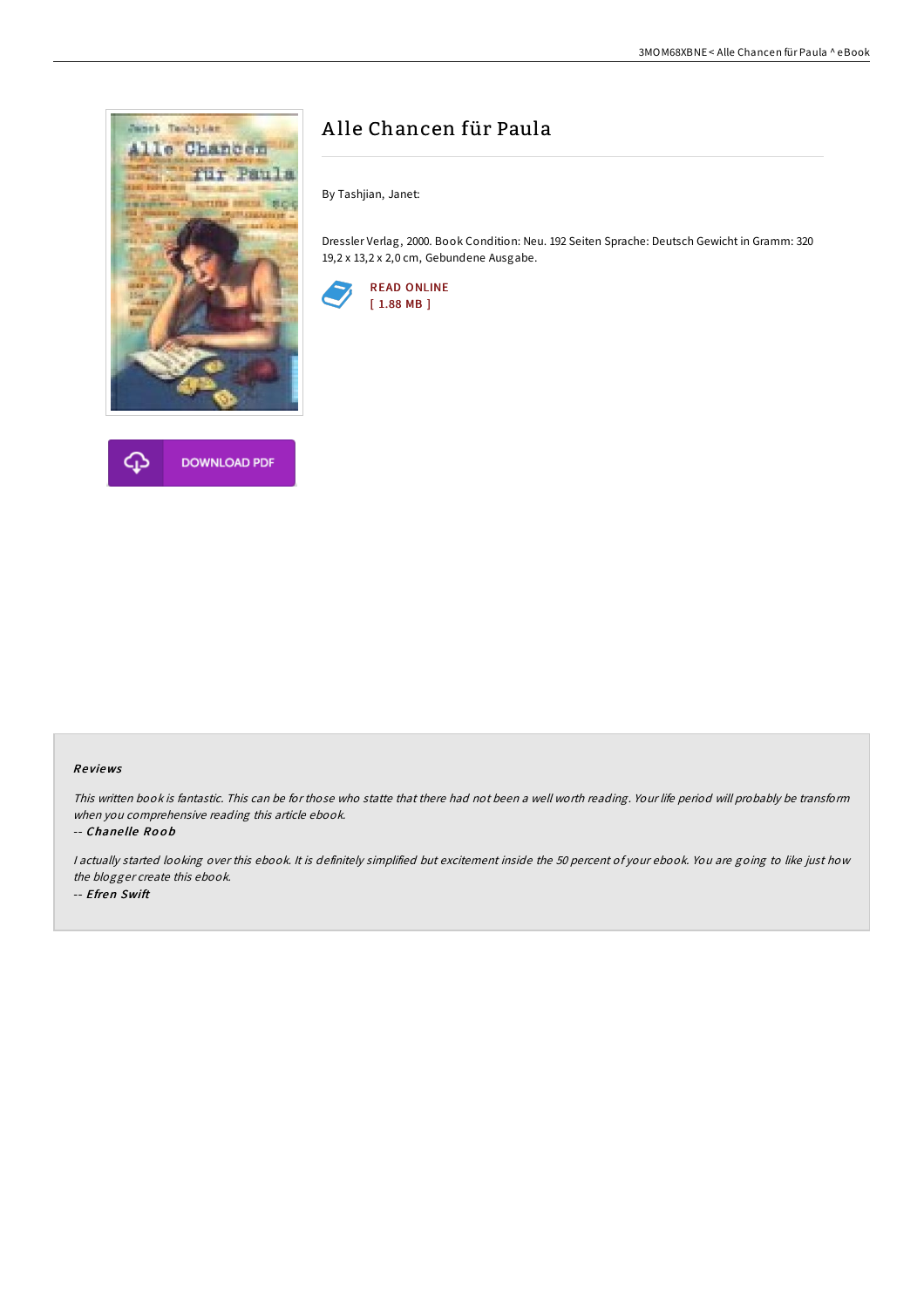# Alle Chancen für Paula

By Tashjian, Janet:

Dressler Verlag, 2000. Book Condition: Neu. 192 Seiten Sprache: Deutsch Gewicht in Gramm: 320 19,2 x 13,2 x 2,0 cm, Gebundene Ausgabe.

READ ONLINE
[ 1.88 MB ]

DOWNLOAD PDF

## Reviews

*This written book is fantastic. This can be for those who statte that there had not been a well worth reading. Your life period will probably be transform when you comprehensive reading this article ebook.*

-- ***Chanelle Roob***

*I actually started looking over this ebook. It is definitely simplified but excitement inside the 50 percent of your ebook. You are going to like just how the blogger create this ebook.*

-- ***Efren Swift***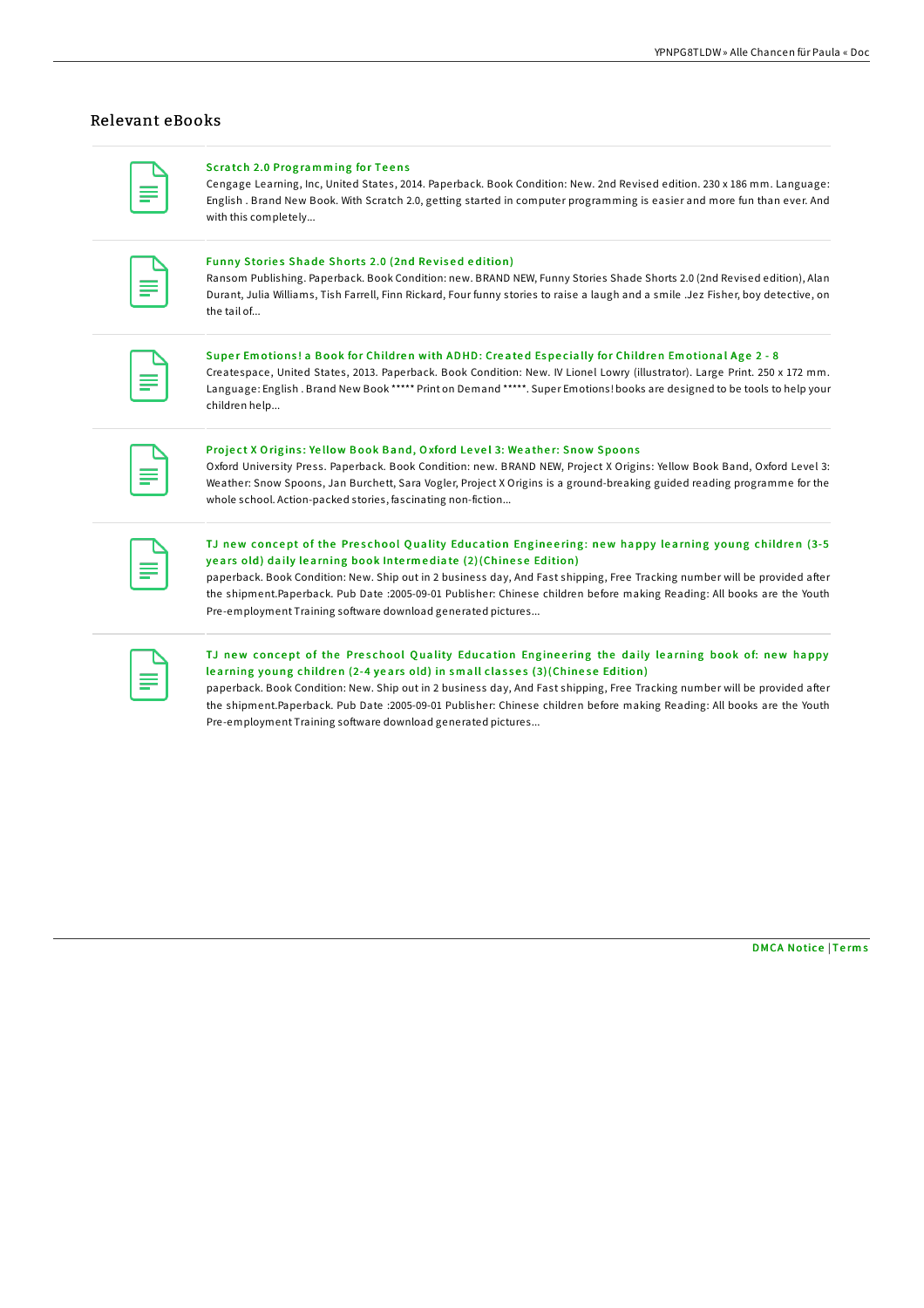## Relevant eBooks

### Scratch 2.0 Programming for Teens

Cengage Learning, Inc, United States, 2014. Paperback. Book Condition: New. 2nd Revised edition. 230 x 186 mm. Language: English . Brand New Book. With Scratch 2.0, getting started in computer programming is easier and more fun than ever. And with this completely...

### Funny Stories Shade Shorts 2.0 (2nd Revised edition)

Ransom Publishing. Paperback. Book Condition: new. BRAND NEW, Funny Stories Shade Shorts 2.0 (2nd Revised edition), Alan Durant, Julia Williams, Tish Farrell, Finn Rickard, Four funny stories to raise a laugh and a smile .Jez Fisher, boy detective, on the tail of...

### Super Emotions! a Book for Children with ADHD: Created Especially for Children Emotional Age 2 - 8

Createspace, United States, 2013. Paperback. Book Condition: New. IV Lionel Lowry (illustrator). Large Print. 250 x 172 mm. Language: English . Brand New Book ***** Print on Demand *****. Super Emotions! books are designed to be tools to help your children help...

### Project X Origins: Yellow Book Band, Oxford Level 3: Weather: Snow Spoons

Oxford University Press. Paperback. Book Condition: new. BRAND NEW, Project X Origins: Yellow Book Band, Oxford Level 3: Weather: Snow Spoons, Jan Burchett, Sara Vogler, Project X Origins is a ground-breaking guided reading programme for the whole school. Action-packed stories, fascinating non-fiction...

### TJ new concept of the Preschool Quality Education Engineering: new happy learning young children (3-5 years old) daily learning book Intermediate (2)(Chinese Edition)

paperback. Book Condition: New. Ship out in 2 business day, And Fast shipping, Free Tracking number will be provided after the shipment.Paperback. Pub Date :2005-09-01 Publisher: Chinese children before making Reading: All books are the Youth Pre-employment Training software download generated pictures...

### TJ new concept of the Preschool Quality Education Engineering the daily learning book of: new happy learning young children (2-4 years old) in small classes (3)(Chinese Edition)

paperback. Book Condition: New. Ship out in 2 business day, And Fast shipping, Free Tracking number will be provided after the shipment.Paperback. Pub Date :2005-09-01 Publisher: Chinese children before making Reading: All books are the Youth Pre-employment Training software download generated pictures...